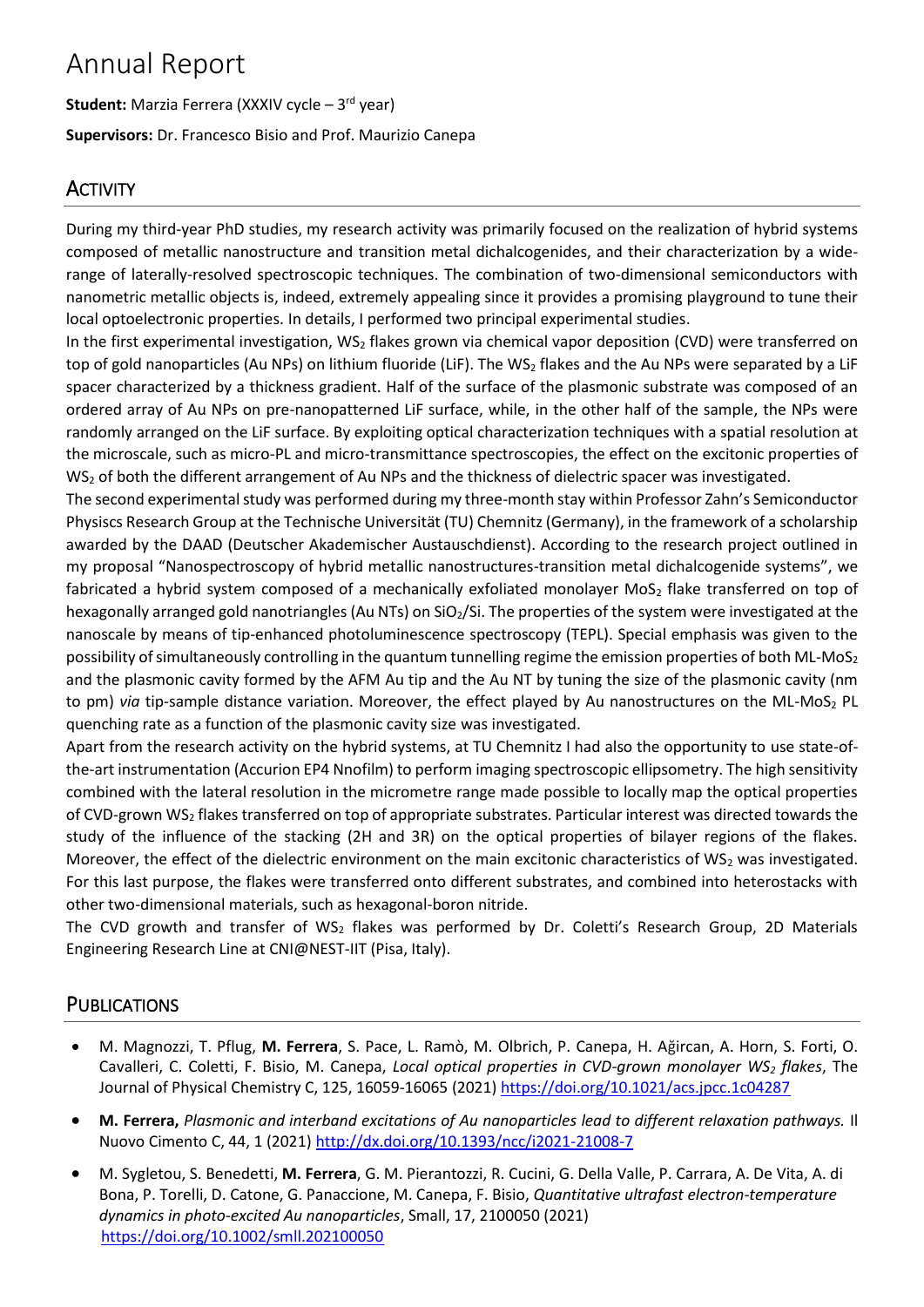# Annual Report

**Student:** Marzia Ferrera (XXXIV cycle – 3rd year)

**Supervisors:** Dr. Francesco Bisio and Prof. Maurizio Canepa

## Activity

During my third-year PhD studies, my research activity was primarily focused on the realization of hybrid systems composed of metallic nanostructure and transition metal dichalcogenides, and their characterization by a wide-range of laterally-resolved spectroscopic techniques. The combination of two-dimensional semiconductors with nanometric metallic objects is, indeed, extremely appealing since it provides a promising playground to tune their local optoelectronic properties. In details, I performed two principal experimental studies.

In the first experimental investigation, $WS_2$ flakes grown via chemical vapor deposition (CVD) were transferred on top of gold nanoparticles (Au NPs) on lithium fluoride (LiF). The $WS_2$ flakes and the Au NPs were separated by a LiF spacer characterized by a thickness gradient. Half of the surface of the plasmonic substrate was composed of an ordered array of Au NPs on pre-nanopatterned LiF surface, while, in the other half of the sample, the NPs were randomly arranged on the LiF surface. By exploiting optical characterization techniques with a spatial resolution at the microscale, such as micro-PL and micro-transmittance spectroscopies, the effect on the excitonic properties of $WS_2$ of both the different arrangement of Au NPs and the thickness of dielectric spacer was investigated.

The second experimental study was performed during my three-month stay within Professor Zahn's Semiconductor Physiscs Research Group at the Technische Universität (TU) Chemnitz (Germany), in the framework of a scholarship awarded by the DAAD (Deutscher Akademischer Austauschdienst). According to the research project outlined in my proposal "Nanospectroscopy of hybrid metallic nanostructures-transition metal dichalcogenide systems", we fabricated a hybrid system composed of a mechanically exfoliated monolayer $MoS_2$ flake transferred on top of hexagonally arranged gold nanotriangles (Au NTs) on $SiO_2$/Si. The properties of the system were investigated at the nanoscale by means of tip-enhanced photoluminescence spectroscopy (TEPL). Special emphasis was given to the possibility of simultaneously controlling in the quantum tunnelling regime the emission properties of both ML-$MoS_2$ and the plasmonic cavity formed by the AFM Au tip and the Au NT by tuning the size of the plasmonic cavity (nm to pm) *via* tip-sample distance variation. Moreover, the effect played by Au nanostructures on the ML-$MoS_2$ PL quenching rate as a function of the plasmonic cavity size was investigated.

Apart from the research activity on the hybrid systems, at TU Chemnitz I had also the opportunity to use state-of-the-art instrumentation (Accurion EP4 Nnofilm) to perform imaging spectroscopic ellipsometry. The high sensitivity combined with the lateral resolution in the micrometre range made possible to locally map the optical properties of CVD-grown $WS_2$ flakes transferred on top of appropriate substrates. Particular interest was directed towards the study of the influence of the stacking (2H and 3R) on the optical properties of bilayer regions of the flakes. Moreover, the effect of the dielectric environment on the main excitonic characteristics of $WS_2$ was investigated. For this last purpose, the flakes were transferred onto different substrates, and combined into heterostacks with other two-dimensional materials, such as hexagonal-boron nitride.

The CVD growth and transfer of $WS_2$ flakes was performed by Dr. Coletti's Research Group, 2D Materials Engineering Research Line at CNI@NEST-IIT (Pisa, Italy).

## Publications

- M. Magnozzi, T. Pflug, **M. Ferrera**, S. Pace, L. Ramò, M. Olbrich, P. Canepa, H. Ağircan, A. Horn, S. Forti, O. Cavalleri, C. Coletti, F. Bisio, M. Canepa, *Local optical properties in CVD-grown monolayer $WS_2$ flakes*, The Journal of Physical Chemistry C, 125, 16059-16065 (2021) https://doi.org/10.1021/acs.jpcc.1c04287
- **M. Ferrera,** *Plasmonic and interband excitations of Au nanoparticles lead to different relaxation pathways.* Il Nuovo Cimento C, 44, 1 (2021) http://dx.doi.org/10.1393/ncc/i2021-21008-7
- M. Sygletou, S. Benedetti, **M. Ferrera**, G. M. Pierantozzi, R. Cucini, G. Della Valle, P. Carrara, A. De Vita, A. di Bona, P. Torelli, D. Catone, G. Panaccione, M. Canepa, F. Bisio, *Quantitative ultrafast electron-temperature dynamics in photo-excited Au nanoparticles*, Small, 17, 2100050 (2021) https://doi.org/10.1002/smll.202100050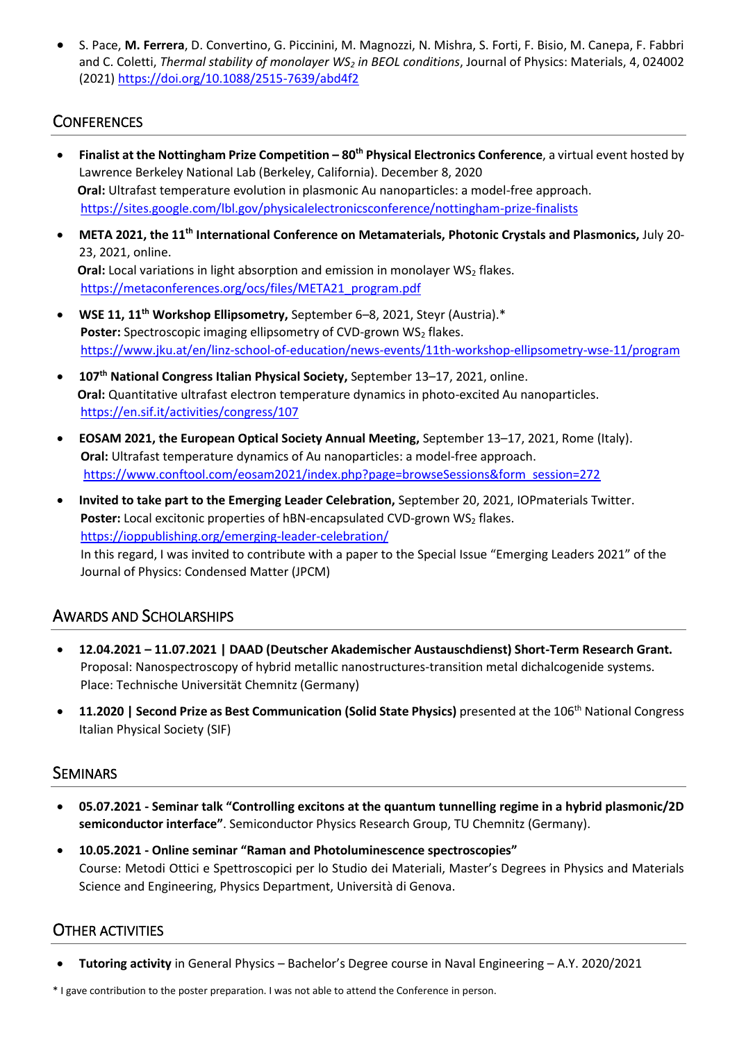- S. Pace, **M. Ferrera**, D. Convertino, G. Piccinini, M. Magnozzi, N. Mishra, S. Forti, F. Bisio, M. Canepa, F. Fabbri and C. Coletti, *Thermal stability of monolayer $WS_2$ in BEOL conditions*, Journal of Physics: Materials, 4, 024002 (2021) https://doi.org/10.1088/2515-7639/abd4f2

## Conferences

- **Finalist at the Nottingham Prize Competition – 80th Physical Electronics Conference**, a virtual event hosted by Lawrence Berkeley National Lab (Berkeley, California). December 8, 2020
  **Oral:** Ultrafast temperature evolution in plasmonic Au nanoparticles: a model-free approach.
  https://sites.google.com/lbl.gov/physicalelectronicsconference/nottingham-prize-finalists
- **META 2021, the 11th International Conference on Metamaterials, Photonic Crystals and Plasmonics,** July 20-23, 2021, online.
  **Oral:** Local variations in light absorption and emission in monolayer $WS_2$ flakes.
  https://metaconferences.org/ocs/files/META21_program.pdf
- **WSE 11, 11th Workshop Ellipsometry,** September 6–8, 2021, Steyr (Austria).*
  **Poster:** Spectroscopic imaging ellipsometry of CVD-grown $WS_2$ flakes.
  https://www.jku.at/en/linz-school-of-education/news-events/11th-workshop-ellipsometry-wse-11/program
- **107th National Congress Italian Physical Society,** September 13–17, 2021, online.
  **Oral:** Quantitative ultrafast electron temperature dynamics in photo-excited Au nanoparticles.
  https://en.sif.it/activities/congress/107
- **EOSAM 2021, the European Optical Society Annual Meeting,** September 13–17, 2021, Rome (Italy).
  **Oral:** Ultrafast temperature dynamics of Au nanoparticles: a model-free approach.
  https://www.conftool.com/eosam2021/index.php?page=browseSessions&form_session=272
- **Invited to take part to the Emerging Leader Celebration,** September 20, 2021, IOPmaterials Twitter.
  **Poster:** Local excitonic properties of hBN-encapsulated CVD-grown $WS_2$ flakes.
  https://ioppublishing.org/emerging-leader-celebration/
  In this regard, I was invited to contribute with a paper to the Special Issue "Emerging Leaders 2021" of the Journal of Physics: Condensed Matter (JPCM)

## Awards and Scholarships

- **12.04.2021 – 11.07.2021 | DAAD (Deutscher Akademischer Austauschdienst) Short-Term Research Grant.**
  Proposal: Nanospectroscopy of hybrid metallic nanostructures-transition metal dichalcogenide systems.
  Place: Technische Universität Chemnitz (Germany)
- **11.2020 | Second Prize as Best Communication (Solid State Physics)** presented at the 106th National Congress Italian Physical Society (SIF)

## Seminars

- **05.07.2021 - Seminar talk "Controlling excitons at the quantum tunnelling regime in a hybrid plasmonic/2D semiconductor interface"**. Semiconductor Physics Research Group, TU Chemnitz (Germany).
- **10.05.2021 - Online seminar "Raman and Photoluminescence spectroscopies"**
  Course: Metodi Ottici e Spettroscopici per lo Studio dei Materiali, Master's Degrees in Physics and Materials Science and Engineering, Physics Department, Università di Genova.

## Other Activities

- **Tutoring activity** in General Physics – Bachelor's Degree course in Naval Engineering – A.Y. 2020/2021

\* I gave contribution to the poster preparation. I was not able to attend the Conference in person.